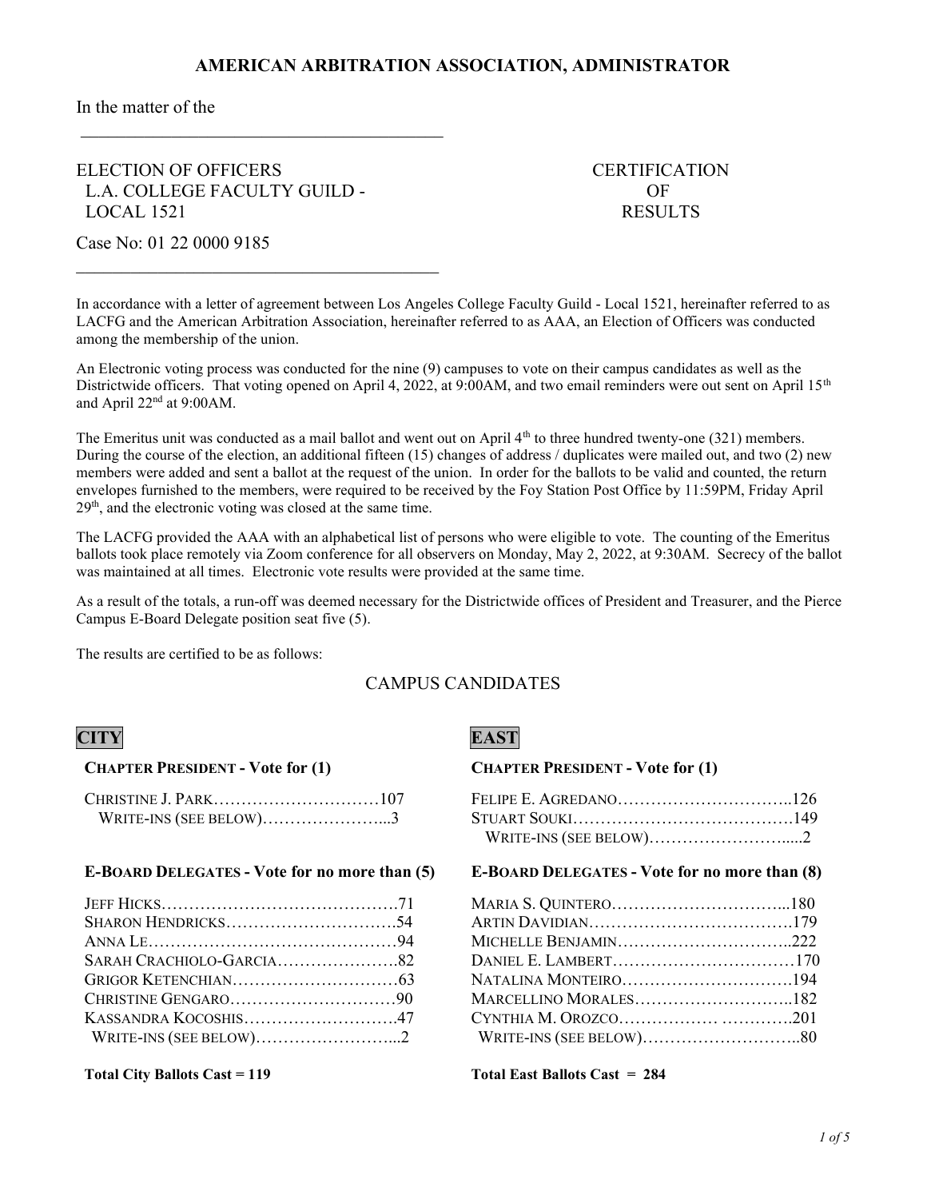# AMERICAN ARBITRATION ASSOCIATION, ADMINISTRATOR

In the matter of the

ELECTION OF OFFICERS
L.A. COLLEGE FACULTY GUILD -
LOCAL 1521

CERTIFICATION
OF
RESULTS

Case No: 01 22 0000 9185

In accordance with a letter of agreement between Los Angeles College Faculty Guild - Local 1521, hereinafter referred to as LACFG and the American Arbitration Association, hereinafter referred to as AAA, an Election of Officers was conducted among the membership of the union.

An Electronic voting process was conducted for the nine (9) campuses to vote on their campus candidates as well as the Districtwide officers. That voting opened on April 4, 2022, at 9:00AM, and two email reminders were out sent on April 15th and April 22nd at 9:00AM.

The Emeritus unit was conducted as a mail ballot and went out on April 4th to three hundred twenty-one (321) members. During the course of the election, an additional fifteen (15) changes of address / duplicates were mailed out, and two (2) new members were added and sent a ballot at the request of the union. In order for the ballots to be valid and counted, the return envelopes furnished to the members, were required to be received by the Foy Station Post Office by 11:59PM, Friday April 29th, and the electronic voting was closed at the same time.

The LACFG provided the AAA with an alphabetical list of persons who were eligible to vote. The counting of the Emeritus ballots took place remotely via Zoom conference for all observers on Monday, May 2, 2022, at 9:30AM. Secrecy of the ballot was maintained at all times. Electronic vote results were provided at the same time.

As a result of the totals, a run-off was deemed necessary for the Districtwide offices of President and Treasurer, and the Pierce Campus E-Board Delegate position seat five (5).

The results are certified to be as follows:

## CAMPUS CANDIDATES

### CITY

**CHAPTER PRESIDENT - Vote for (1)**

| Candidate | Votes |
|---|---|
| CHRISTINE J. PARK | 107 |
| WRITE-INS (SEE BELOW) | 3 |

**E-BOARD DELEGATES - Vote for no more than (5)**

| Candidate | Votes |
|---|---|
| JEFF HICKS | 71 |
| SHARON HENDRICKS | 54 |
| ANNA LE | 94 |
| SARAH CRACHIOLO-GARCIA | 82 |
| GRIGOR KETENCHIAN | 63 |
| CHRISTINE GENGARO | 90 |
| KASSANDRA KOCOSHIS | 47 |
| WRITE-INS (SEE BELOW) | 2 |

**Total City Ballots Cast = 119**

### EAST

**CHAPTER PRESIDENT - Vote for (1)**

| Candidate | Votes |
|---|---|
| FELIPE E. AGREDANO | 126 |
| STUART SOUKI | 149 |
| WRITE-INS (SEE BELOW) | 2 |

**E-BOARD DELEGATES - Vote for no more than (8)**

| Candidate | Votes |
|---|---|
| MARIA S. QUINTERO | 180 |
| ARTIN DAVIDIAN | 179 |
| MICHELLE BENJAMIN | 222 |
| DANIEL E. LAMBERT | 170 |
| NATALINA MONTEIRO | 194 |
| MARCELLINO MORALES | 182 |
| CYNTHIA M. OROZCO | 201 |
| WRITE-INS (SEE BELOW) | 80 |

**Total East Ballots Cast = 284**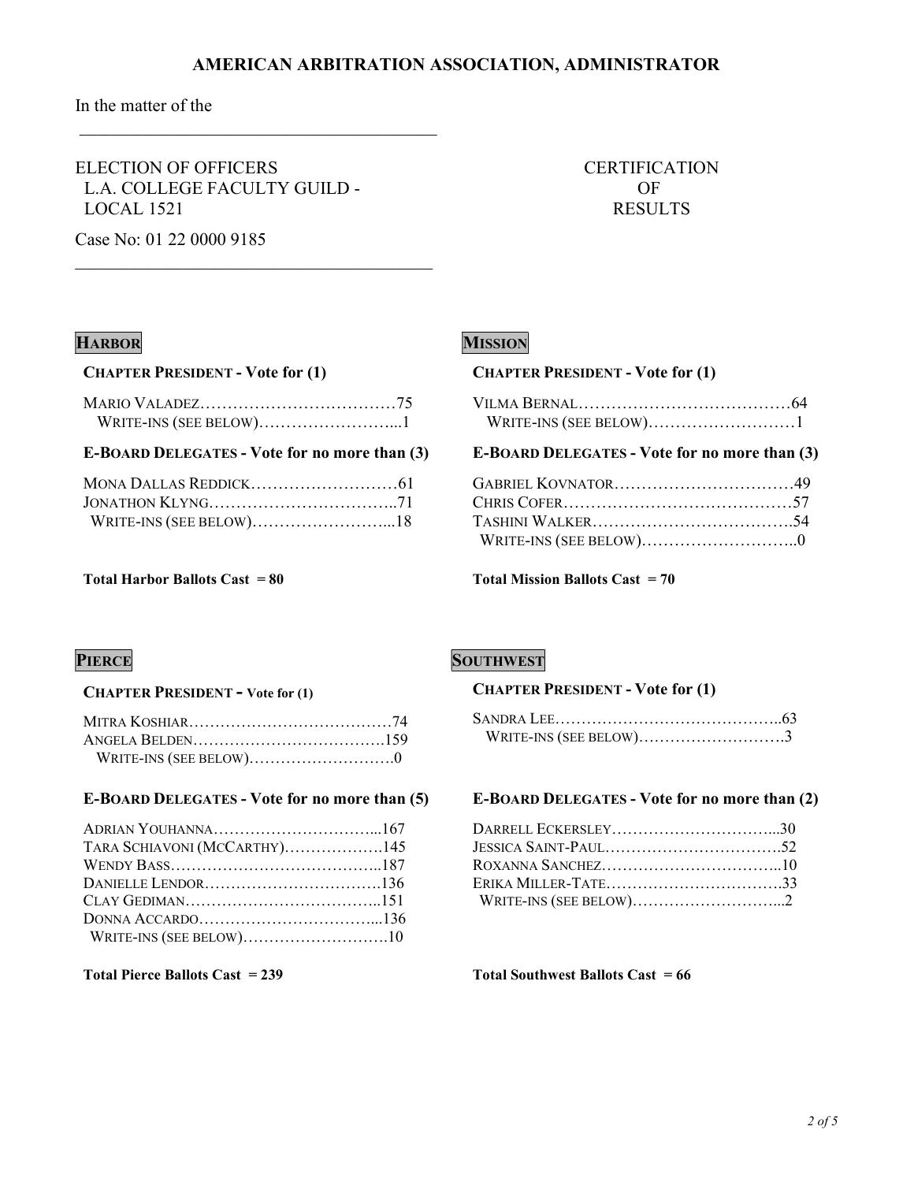# AMERICAN ARBITRATION ASSOCIATION, ADMINISTRATOR

In the matter of the

ELECTION OF OFFICERS
L.A. COLLEGE FACULTY GUILD -
LOCAL 1521

CERTIFICATION OF RESULTS

Case No: 01 22 0000 9185

## HARBOR

**CHAPTER PRESIDENT - Vote for (1)**

| Candidate | Votes |
|---|---|
| MARIO VALADEZ | 75 |
| WRITE-INS (SEE BELOW) | 1 |

**E-BOARD DELEGATES - Vote for no more than (3)**

| Candidate | Votes |
|---|---|
| MONA DALLAS REDDICK | 61 |
| JONATHON KLYNG | 71 |
| WRITE-INS (SEE BELOW) | 18 |

**Total Harbor Ballots Cast = 80**

## MISSION

**CHAPTER PRESIDENT - Vote for (1)**

| Candidate | Votes |
|---|---|
| VILMA BERNAL | 64 |
| WRITE-INS (SEE BELOW) | 1 |

**E-BOARD DELEGATES - Vote for no more than (3)**

| Candidate | Votes |
|---|---|
| GABRIEL KOVNATOR | 49 |
| CHRIS COFER | 57 |
| TASHINI WALKER | 54 |
| WRITE-INS (SEE BELOW) | 0 |

**Total Mission Ballots Cast = 70**

## PIERCE

**CHAPTER PRESIDENT - Vote for (1)**

| Candidate | Votes |
|---|---|
| MITRA KOSHIAR | 74 |
| ANGELA BELDEN | 159 |
| WRITE-INS (SEE BELOW) | 0 |

**E-BOARD DELEGATES - Vote for no more than (5)**

| Candidate | Votes |
|---|---|
| ADRIAN YOUHANNA | 167 |
| TARA SCHIAVONI (MCCARTHY) | 145 |
| WENDY BASS | 187 |
| DANIELLE LENDOR | 136 |
| CLAY GEDIMAN | 151 |
| DONNA ACCARDO | 136 |
| WRITE-INS (SEE BELOW) | 10 |

**Total Pierce Ballots Cast = 239**

## SOUTHWEST

**CHAPTER PRESIDENT - Vote for (1)**

| Candidate | Votes |
|---|---|
| SANDRA LEE | 63 |
| WRITE-INS (SEE BELOW) | 3 |

**E-BOARD DELEGATES - Vote for no more than (2)**

| Candidate | Votes |
|---|---|
| DARRELL ECKERSLEY | 30 |
| JESSICA SAINT-PAUL | 52 |
| ROXANNA SANCHEZ | 10 |
| ERIKA MILLER-TATE | 33 |
| WRITE-INS (SEE BELOW) | 2 |

**Total Southwest Ballots Cast = 66**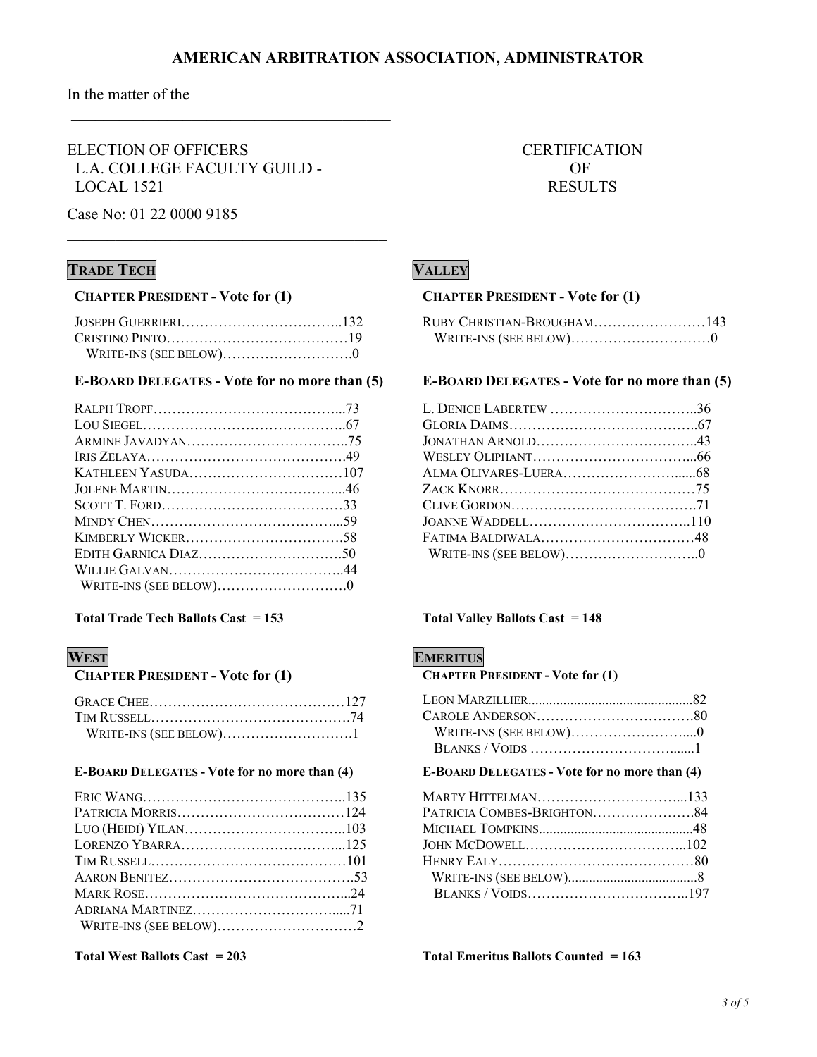**AMERICAN ARBITRATION ASSOCIATION, ADMINISTRATOR**

In the matter of the

ELECTION OF OFFICERS
L.A. COLLEGE FACULTY GUILD -
LOCAL 1521

**CERTIFICATION OF RESULTS**

Case No: 01 22 0000 9185

## TRADE TECH

### CHAPTER PRESIDENT - Vote for (1)

| Candidate | Votes |
|---|---|
| JOSEPH GUERRIERI | 132 |
| CRISTINO PINTO | 19 |
| WRITE-INS (SEE BELOW) | 0 |

### E-BOARD DELEGATES - Vote for no more than (5)

| Candidate | Votes |
|---|---|
| RALPH TROPF | 73 |
| LOU SIEGEL | 67 |
| ARMINE JAVADYAN | 75 |
| IRIS ZELAYA | 49 |
| KATHLEEN YASUDA | 107 |
| JOLENE MARTIN | 46 |
| SCOTT T. FORD | 33 |
| MINDY CHEN | 59 |
| KIMBERLY WICKER | 58 |
| EDITH GARNICA DIAZ | 50 |
| WILLIE GALVAN | 44 |
| WRITE-INS (SEE BELOW) | 0 |

**Total Trade Tech Ballots Cast = 153**

## VALLEY

### CHAPTER PRESIDENT - Vote for (1)

| Candidate | Votes |
|---|---|
| RUBY CHRISTIAN-BROUGHAM | 143 |
| WRITE-INS (SEE BELOW) | 0 |

### E-BOARD DELEGATES - Vote for no more than (5)

| Candidate | Votes |
|---|---|
| L. DENICE LABERTEW | 36 |
| GLORIA DAIMS | 67 |
| JONATHAN ARNOLD | 43 |
| WESLEY OLIPHANT | 66 |
| ALMA OLIVARES-LUERA | 68 |
| ZACK KNORR | 75 |
| CLIVE GORDON | 71 |
| JOANNE WADDELL | 110 |
| FATIMA BALDIWALA | 48 |
| WRITE-INS (SEE BELOW) | 0 |

**Total Valley Ballots Cast = 148**

## WEST

### CHAPTER PRESIDENT - Vote for (1)

| Candidate | Votes |
|---|---|
| GRACE CHEE | 127 |
| TIM RUSSELL | 74 |
| WRITE-INS (SEE BELOW) | 1 |

### E-BOARD DELEGATES - Vote for no more than (4)

| Candidate | Votes |
|---|---|
| ERIC WANG | 135 |
| PATRICIA MORRIS | 124 |
| LUO (HEIDI) YILAN | 103 |
| LORENZO YBARRA | 125 |
| TIM RUSSELL | 101 |
| AARON BENITEZ | 53 |
| MARK ROSE | 24 |
| ADRIANA MARTINEZ | 71 |
| WRITE-INS (SEE BELOW) | 2 |

**Total West Ballots Cast = 203**

## EMERITUS

### CHAPTER PRESIDENT - Vote for (1)

| Candidate | Votes |
|---|---|
| LEON MARZILLIER | 82 |
| CAROLE ANDERSON | 80 |
| WRITE-INS (SEE BELOW) | 0 |
| BLANKS / VOIDS | 1 |

### E-BOARD DELEGATES - Vote for no more than (4)

| Candidate | Votes |
|---|---|
| MARTY HITTELMAN | 133 |
| PATRICIA COMBES-BRIGHTON | 84 |
| MICHAEL TOMPKINS | 48 |
| JOHN MCDOWELL | 102 |
| HENRY EALY | 80 |
| WRITE-INS (SEE BELOW) | 8 |
| BLANKS / VOIDS | 197 |

**Total Emeritus Ballots Counted = 163**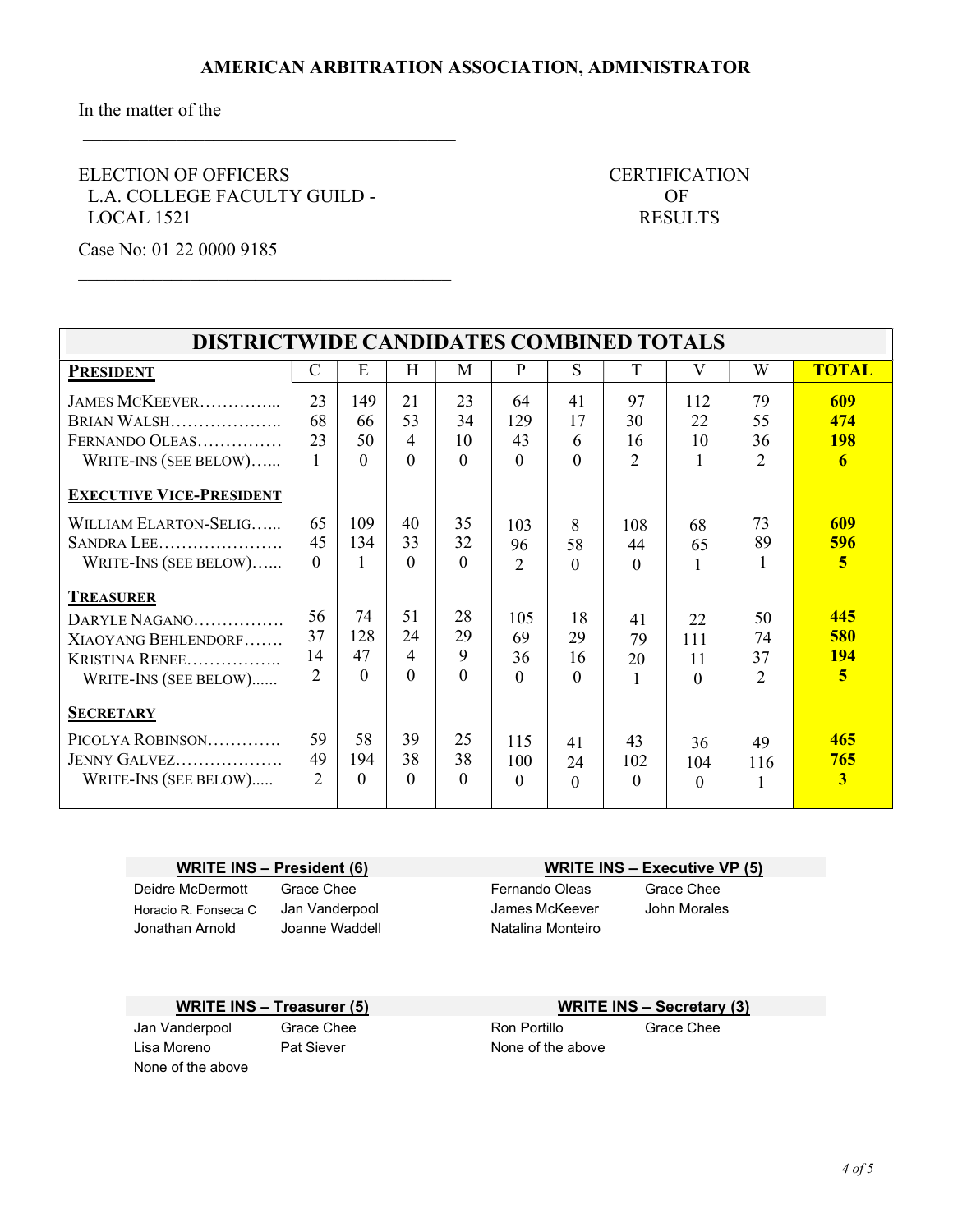**AMERICAN ARBITRATION ASSOCIATION, ADMINISTRATOR**

In the matter of the

ELECTION OF OFFICERS
L.A. COLLEGE FACULTY GUILD -
LOCAL 1521

CERTIFICATION
OF
RESULTS

Case No: 01 22 0000 9185

## DISTRICTWIDE CANDIDATES COMBINED TOTALS

| **PRESIDENT** | C | E | H | M | P | S | T | V | W | **TOTAL** |
|---|---|---|---|---|---|---|---|---|---|---|
| JAMES MCKEEVER | 23 | 149 | 21 | 23 | 64 | 41 | 97 | 112 | 79 | **609** |
| BRIAN WALSH | 68 | 66 | 53 | 34 | 129 | 17 | 30 | 22 | 55 | **474** |
| FERNANDO OLEAS | 23 | 50 | 4 | 10 | 43 | 6 | 16 | 10 | 36 | **198** |
| WRITE-INS (SEE BELOW) | 1 | 0 | 0 | 0 | 0 | 0 | 2 | 1 | 2 | **6** |
| **EXECUTIVE VICE-PRESIDENT** | | | | | | | | | | |
| WILLIAM ELARTON-SELIG | 65 | 109 | 40 | 35 | 103 | 8 | 108 | 68 | 73 | **609** |
| SANDRA LEE | 45 | 134 | 33 | 32 | 96 | 58 | 44 | 65 | 89 | **596** |
| WRITE-INS (SEE BELOW) | 0 | 1 | 0 | 0 | 2 | 0 | 0 | 1 | 1 | **5** |
| **TREASURER** | | | | | | | | | | |
| DARYLE NAGANO | 56 | 74 | 51 | 28 | 105 | 18 | 41 | 22 | 50 | **445** |
| XIAOYANG BEHLENDORF | 37 | 128 | 24 | 29 | 69 | 29 | 79 | 111 | 74 | **580** |
| KRISTINA RENEE | 14 | 47 | 4 | 9 | 36 | 16 | 20 | 11 | 37 | **194** |
| WRITE-INS (SEE BELOW) | 2 | 0 | 0 | 0 | 0 | 0 | 1 | 0 | 2 | **5** |
| **SECRETARY** | | | | | | | | | | |
| PICOLYA ROBINSON | 59 | 58 | 39 | 25 | 115 | 41 | 43 | 36 | 49 | **465** |
| JENNY GALVEZ | 49 | 194 | 38 | 38 | 100 | 24 | 102 | 104 | 116 | **765** |
| WRITE-INS (SEE BELOW) | 2 | 0 | 0 | 0 | 0 | 0 | 0 | 0 | 1 | **3** |

**WRITE INS – President (6)**

| | |
|---|---|
| Deidre McDermott | Grace Chee |
| Horacio R. Fonseca C | Jan Vanderpool |
| Jonathan Arnold | Joanne Waddell |

**WRITE INS – Executive VP (5)**

| | |
|---|---|
| Fernando Oleas | Grace Chee |
| James McKeever | John Morales |
| Natalina Monteiro | |

**WRITE INS – Treasurer (5)**

| | |
|---|---|
| Jan Vanderpool | Grace Chee |
| Lisa Moreno | Pat Siever |
| None of the above | |

**WRITE INS – Secretary (3)**

| | |
|---|---|
| Ron Portillo | Grace Chee |
| None of the above | |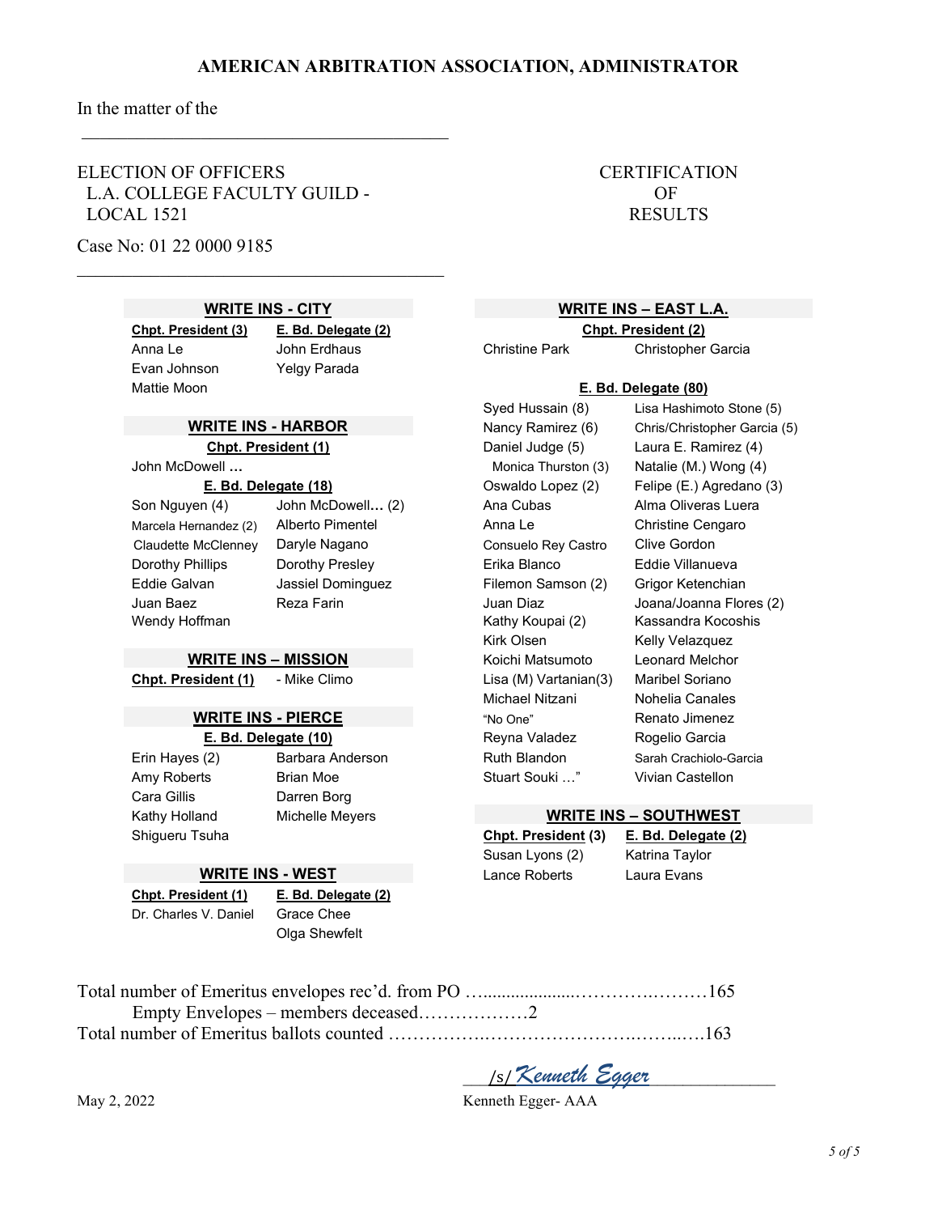**AMERICAN ARBITRATION ASSOCIATION, ADMINISTRATOR**

In the matter of the

ELECTION OF OFFICERS
L.A. COLLEGE FACULTY GUILD -
LOCAL 1521

Case No: 01 22 0000 9185

CERTIFICATION
OF
RESULTS

### WRITE INS - CITY

| Chpt. President (3) | E. Bd. Delegate (2) |
|---|---|
| Anna Le | John Erdhaus |
| Evan Johnson | Yelgy Parada |
| Mattie Moon | |

### WRITE INS - HARBOR

**Chpt. President (1)**

John McDowell …

**E. Bd. Delegate (18)**

| | |
|---|---|
| Son Nguyen (4) | John McDowell… (2) |
| Marcela Hernandez (2) | Alberto Pimentel |
| Claudette McClenney | Daryle Nagano |
| Dorothy Phillips | Dorothy Presley |
| Eddie Galvan | Jassiel Dominguez |
| Juan Baez | Reza Farin |
| Wendy Hoffman | |

### WRITE INS – MISSION

**Chpt. President (1)** - Mike Climo

### WRITE INS - PIERCE

**E. Bd. Delegate (10)**

| | |
|---|---|
| Erin Hayes (2) | Barbara Anderson |
| Amy Roberts | Brian Moe |
| Cara Gillis | Darren Borg |
| Kathy Holland | Michelle Meyers |
| Shigueru Tsuha | |

### WRITE INS - WEST

| Chpt. President (1) | E. Bd. Delegate (2) |
|---|---|
| Dr. Charles V. Daniel | Grace Chee |
| | Olga Shewfelt |

### WRITE INS – EAST L.A.

**Chpt. President (2)**

Christine Park    Christopher Garcia

**E. Bd. Delegate (80)**

| | |
|---|---|
| Syed Hussain (8) | Lisa Hashimoto Stone (5) |
| Nancy Ramirez (6) | Chris/Christopher Garcia (5) |
| Daniel Judge (5) | Laura E. Ramirez (4) |
| Monica Thurston (3) | Natalie (M.) Wong (4) |
| Oswaldo Lopez (2) | Felipe (E.) Agredano (3) |
| Ana Cubas | Alma Oliveras Luera |
| Anna Le | Christine Cengaro |
| Consuelo Rey Castro | Clive Gordon |
| Erika Blanco | Eddie Villanueva |
| Filemon Samson (2) | Grigor Ketenchian |
| Juan Diaz | Joana/Joanna Flores (2) |
| Kathy Koupai (2) | Kassandra Kocoshis |
| Kirk Olsen | Kelly Velazquez |
| Koichi Matsumoto | Leonard Melchor |
| Lisa (M) Vartanian(3) | Maribel Soriano |
| Michael Nitzani | Nohelia Canales |
| "No One" | Renato Jimenez |
| Reyna Valadez | Rogelio Garcia |
| Ruth Blandon | Sarah Crachiolo-Garcia |
| Stuart Souki …" | Vivian Castellon |

### WRITE INS – SOUTHWEST

| Chpt. President (3) | E. Bd. Delegate (2) |
|---|---|
| Susan Lyons (2) | Katrina Taylor |
| Lance Roberts | Laura Evans |

Total number of Emeritus envelopes rec'd. from PO ………………………………………165
  Empty Envelopes – members deceased………………2
Total number of Emeritus ballots counted ……………………………………………………163

/s/ *Kenneth Egger*

May 2, 2022

Kenneth Egger- AAA